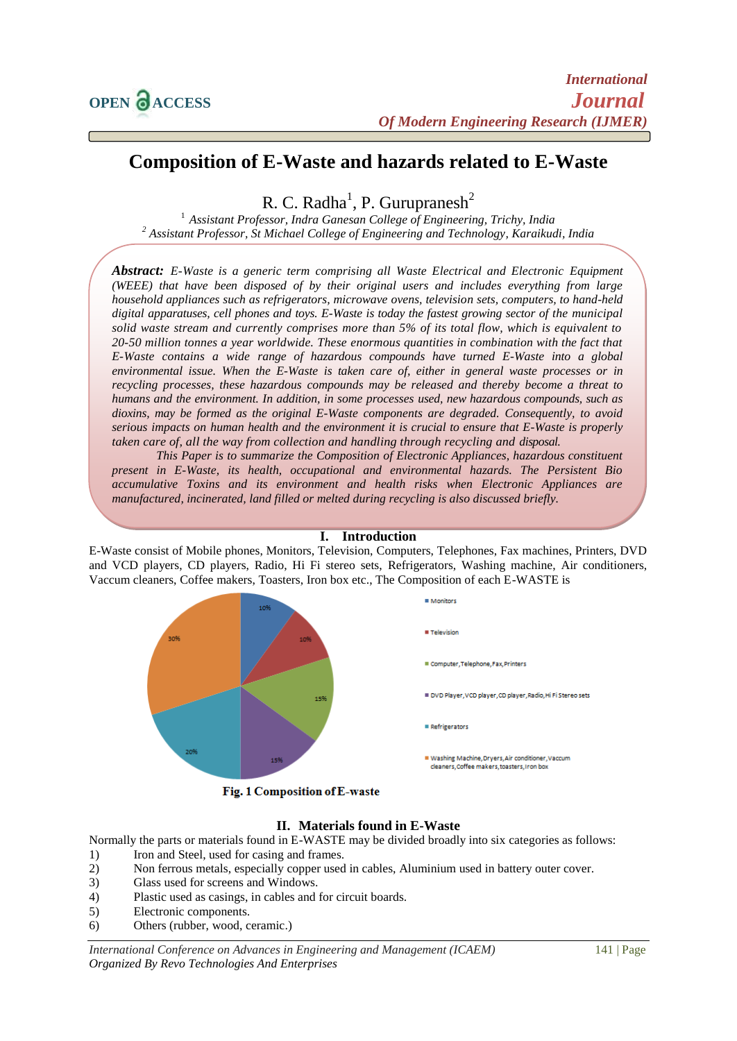# Composition of E-Waste and hazards related to E-Waste

R. C. Radha[1], P. Gurupranesh[2]

[1] *Assistant Professor, Indra Ganesan College of Engineering, Trichy, India*
[2] *Assistant Professor, St Michael College of Engineering and Technology, Karaikudi, India*

***Abstract:*** *E-Waste is a generic term comprising all Waste Electrical and Electronic Equipment (WEEE) that have been disposed of by their original users and includes everything from large household appliances such as refrigerators, microwave ovens, television sets, computers, to hand-held digital apparatuses, cell phones and toys. E-Waste is today the fastest growing sector of the municipal solid waste stream and currently comprises more than 5% of its total flow, which is equivalent to 20-50 million tonnes a year worldwide. These enormous quantities in combination with the fact that E-Waste contains a wide range of hazardous compounds have turned E-Waste into a global environmental issue. When the E-Waste is taken care of, either in general waste processes or in recycling processes, these hazardous compounds may be released and thereby become a threat to humans and the environment. In addition, in some processes used, new hazardous compounds, such as dioxins, may be formed as the original E-Waste components are degraded. Consequently, to avoid serious impacts on human health and the environment it is crucial to ensure that E-Waste is properly taken care of, all the way from collection and handling through recycling and disposal.*

*This Paper is to summarize the Composition of Electronic Appliances, hazardous constituent present in E-Waste, its health, occupational and environmental hazards. The Persistent Bio accumulative Toxins and its environment and health risks when Electronic Appliances are manufactured, incinerated, land filled or melted during recycling is also discussed briefly.*

## I. Introduction

E-Waste consist of Mobile phones, Monitors, Television, Computers, Telephones, Fax machines, Printers, DVD and VCD players, CD players, Radio, Hi Fi stereo sets, Refrigerators, Washing machine, Air conditioners, Vaccum cleaners, Coffee makers, Toasters, Iron box etc., The Composition of each E-WASTE is

| Category | Share |
|---|---|
| Monitors | 10% |
| Television | 10% |
| Computer, Telephone, Fax, Printers | 15% |
| DVD Player, VCD player, CD player, Radio, Hi Fi Stereo sets | 15% |
| Refrigerators | 20% |
| Washing Machine, Dryers, Air conditioner, Vaccum cleaners, Coffee makers, toasters, Iron box | 30% |

**Fig. 1 Composition of E-waste**

## II. Materials found in E-Waste

Normally the parts or materials found in E-WASTE may be divided broadly into six categories as follows:

1) Iron and Steel, used for casing and frames.
2) Non ferrous metals, especially copper used in cables, Aluminium used in battery outer cover.
3) Glass used for screens and Windows.
4) Plastic used as casings, in cables and for circuit boards.
5) Electronic components.
6) Others (rubber, wood, ceramic.)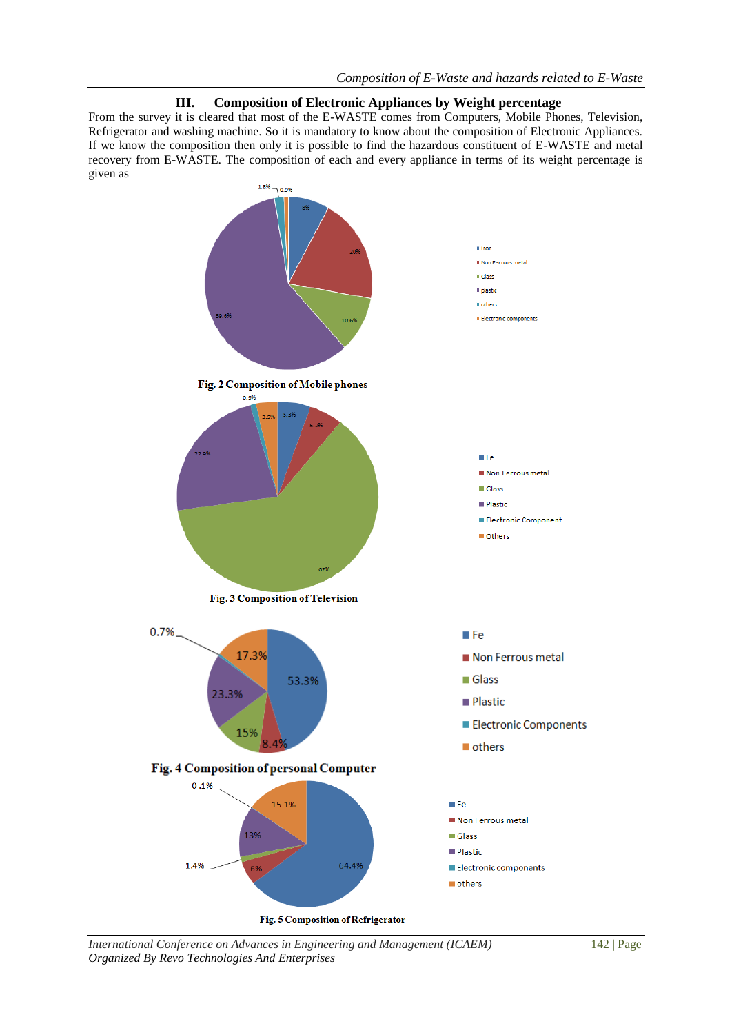## III. Composition of Electronic Appliances by Weight percentage

From the survey it is cleared that most of the E-WASTE comes from Computers, Mobile Phones, Television, Refrigerator and washing machine. So it is mandatory to know about the composition of Electronic Appliances. If we know the composition then only it is possible to find the hazardous constituent of E-WASTE and metal recovery from E-WASTE. The composition of each and every appliance in terms of its weight percentage is given as

**Fig. 2 Composition of Mobile phones**

**Fig. 3 Composition of Television**

**Fig. 4 Composition of personal Computer**

**Fig. 5 Composition of Refrigerator**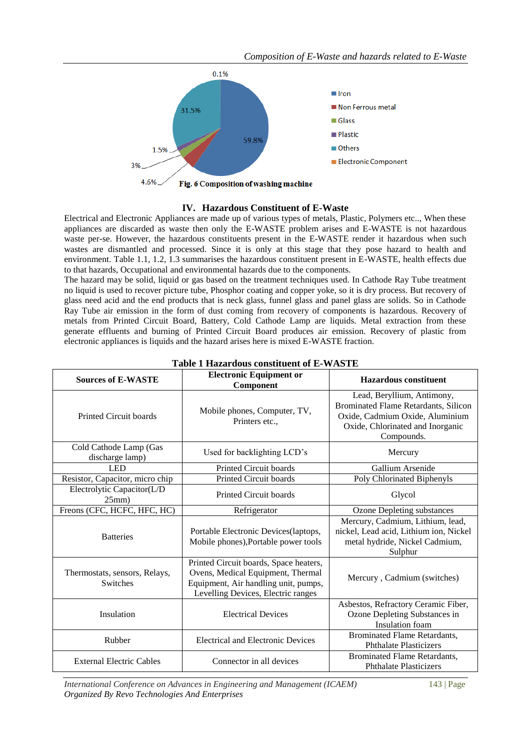Fig. 6 Composition of washing machine

## IV. Hazardous Constituent of E-Waste

Electrical and Electronic Appliances are made up of various types of metals, Plastic, Polymers etc.., When these appliances are discarded as waste then only the E-WASTE problem arises and E-WASTE is not hazardous waste per-se. However, the hazardous constituents present in the E-WASTE render it hazardous when such wastes are dismantled and processed. Since it is only at this stage that they pose hazard to health and environment. Table 1.1, 1.2, 1.3 summarises the hazardous constituent present in E-WASTE, health effects due to that hazards, Occupational and environmental hazards due to the components.

The hazard may be solid, liquid or gas based on the treatment techniques used. In Cathode Ray Tube treatment no liquid is used to recover picture tube, Phosphor coating and copper yoke, so it is dry process. But recovery of glass need acid and the end products that is neck glass, funnel glass and panel glass are solids. So in Cathode Ray Tube air emission in the form of dust coming from recovery of components is hazardous. Recovery of metals from Printed Circuit Board, Battery, Cold Cathode Lamp are liquids. Metal extraction from these generate effluents and burning of Printed Circuit Board produces air emission. Recovery of plastic from electronic appliances is liquids and the hazard arises here is mixed E-WASTE fraction.

**Table 1 Hazardous constituent of E-WASTE**

| Sources of E-WASTE | Electronic Equipment or Component | Hazardous constituent |
|---|---|---|
| Printed Circuit boards | Mobile phones, Computer, TV, Printers etc., | Lead, Beryllium, Antimony, Brominated Flame Retardants, Silicon Oxide, Cadmium Oxide, Aluminium Oxide, Chlorinated and Inorganic Compounds. |
| Cold Cathode Lamp (Gas discharge lamp) | Used for backlighting LCD's | Mercury |
| LED | Printed Circuit boards | Gallium Arsenide |
| Resistor, Capacitor, micro chip | Printed Circuit boards | Poly Chlorinated Biphenyls |
| Electrolytic Capacitor(L/D 25mm) | Printed Circuit boards | Glycol |
| Freons (CFC, HCFC, HFC, HC) | Refrigerator | Ozone Depleting substances |
| Batteries | Portable Electronic Devices(laptops, Mobile phones),Portable power tools | Mercury, Cadmium, Lithium, lead, nickel, Lead acid, Lithium ion, Nickel metal hydride, Nickel Cadmium, Sulphur |
| Thermostats, sensors, Relays, Switches | Printed Circuit boards, Space heaters, Ovens, Medical Equipment, Thermal Equipment, Air handling unit, pumps, Levelling Devices, Electric ranges | Mercury , Cadmium (switches) |
| Insulation | Electrical Devices | Asbestos, Refractory Ceramic Fiber, Ozone Depleting Substances in Insulation foam |
| Rubber | Electrical and Electronic Devices | Brominated Flame Retardants, Phthalate Plasticizers |
| External Electric Cables | Connector in all devices | Brominated Flame Retardants, Phthalate Plasticizers |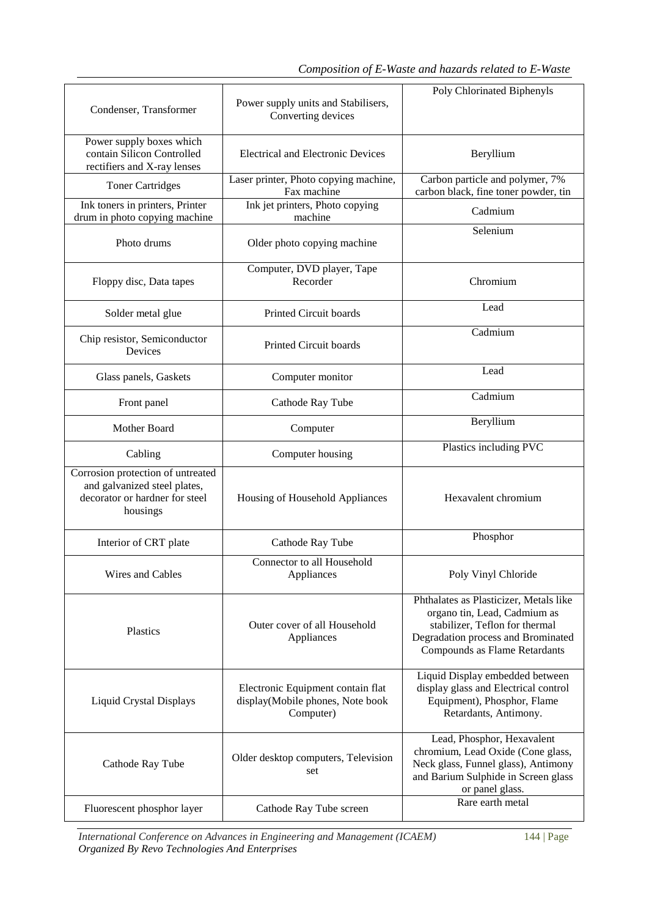| Condenser, Transformer | Power supply units and Stabilisers, Converting devices | Poly Chlorinated Biphenyls |
|---|---|---|
| Power supply boxes which contain Silicon Controlled rectifiers and X-ray lenses | Electrical and Electronic Devices | Beryllium |
| Toner Cartridges | Laser printer, Photo copying machine, Fax machine | Carbon particle and polymer, 7% carbon black, fine toner powder, tin |
| Ink toners in printers, Printer drum in photo copying machine | Ink jet printers, Photo copying machine | Cadmium |
| Photo drums | Older photo copying machine | Selenium |
| Floppy disc, Data tapes | Computer, DVD player, Tape Recorder | Chromium |
| Solder metal glue | Printed Circuit boards | Lead |
| Chip resistor, Semiconductor Devices | Printed Circuit boards | Cadmium |
| Glass panels, Gaskets | Computer monitor | Lead |
| Front panel | Cathode Ray Tube | Cadmium |
| Mother Board | Computer | Beryllium |
| Cabling | Computer housing | Plastics including PVC |
| Corrosion protection of untreated and galvanized steel plates, decorator or hardner for steel housings | Housing of Household Appliances | Hexavalent chromium |
| Interior of CRT plate | Cathode Ray Tube | Phosphor |
| Wires and Cables | Connector to all Household Appliances | Poly Vinyl Chloride |
| Plastics | Outer cover of all Household Appliances | Phthalates as Plasticizer, Metals like organo tin, Lead, Cadmium as stabilizer, Teflon for thermal Degradation process and Brominated Compounds as Flame Retardants |
| Liquid Crystal Displays | Electronic Equipment contain flat display(Mobile phones, Note book Computer) | Liquid Display embedded between display glass and Electrical control Equipment), Phosphor, Flame Retardants, Antimony. |
| Cathode Ray Tube | Older desktop computers, Television set | Lead, Phosphor, Hexavalent chromium, Lead Oxide (Cone glass, Neck glass, Funnel glass), Antimony and Barium Sulphide in Screen glass or panel glass. |
| Fluorescent phosphor layer | Cathode Ray Tube screen | Rare earth metal |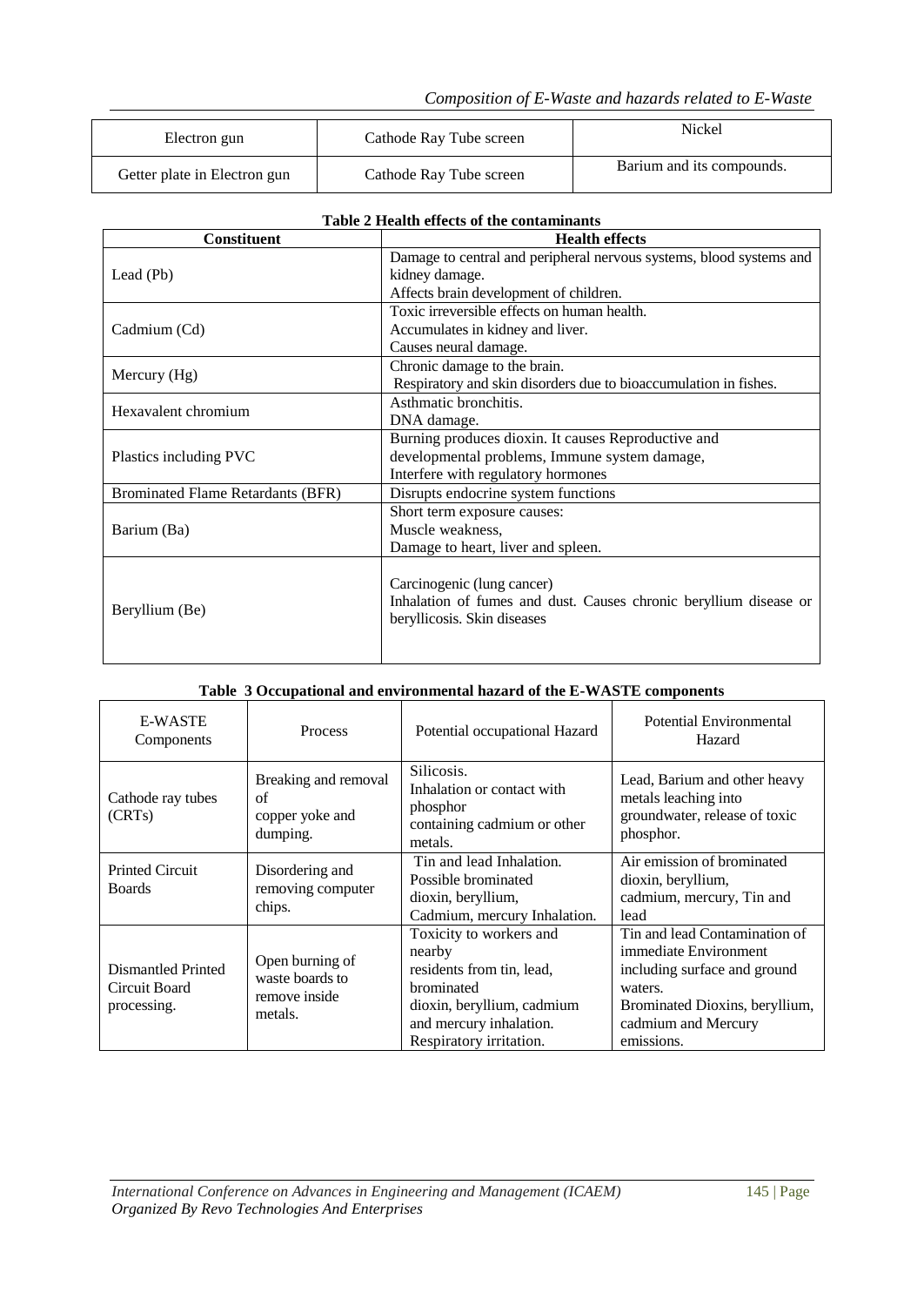| Electron gun | Cathode Ray Tube screen | Nickel |
|---|---|---|
| Getter plate in Electron gun | Cathode Ray Tube screen | Barium and its compounds. |

**Table 2 Health effects of the contaminants**

| Constituent | Health effects |
|---|---|
| Lead (Pb) | Damage to central and peripheral nervous systems, blood systems and kidney damage.<br>Affects brain development of children. |
| Cadmium (Cd) | Toxic irreversible effects on human health.<br>Accumulates in kidney and liver.<br>Causes neural damage. |
| Mercury (Hg) | Chronic damage to the brain.<br>Respiratory and skin disorders due to bioaccumulation in fishes. |
| Hexavalent chromium | Asthmatic bronchitis.<br>DNA damage. |
| Plastics including PVC | Burning produces dioxin. It causes Reproductive and developmental problems, Immune system damage, Interfere with regulatory hormones |
| Brominated Flame Retardants (BFR) | Disrupts endocrine system functions |
| Barium (Ba) | Short term exposure causes:<br>Muscle weakness,<br>Damage to heart, liver and spleen. |
| Beryllium (Be) | Carcinogenic (lung cancer)<br>Inhalation of fumes and dust. Causes chronic beryllium disease or beryllicosis. Skin diseases |

**Table 3 Occupational and environmental hazard of the E-WASTE components**

| E-WASTE Components | Process | Potential occupational Hazard | Potential Environmental Hazard |
|---|---|---|---|
| Cathode ray tubes (CRTs) | Breaking and removal of copper yoke and dumping. | Silicosis.<br>Inhalation or contact with phosphor containing cadmium or other metals. | Lead, Barium and other heavy metals leaching into groundwater, release of toxic phosphor. |
| Printed Circuit Boards | Disordering and removing computer chips. | Tin and lead Inhalation.<br>Possible brominated dioxin, beryllium, Cadmium, mercury Inhalation. | Air emission of brominated dioxin, beryllium, cadmium, mercury, Tin and lead |
| Dismantled Printed Circuit Board processing. | Open burning of waste boards to remove inside metals. | Toxicity to workers and nearby residents from tin, lead, brominated dioxin, beryllium, cadmium and mercury inhalation.<br>Respiratory irritation. | Tin and lead Contamination of immediate Environment including surface and ground waters.<br>Brominated Dioxins, beryllium, cadmium and Mercury emissions. |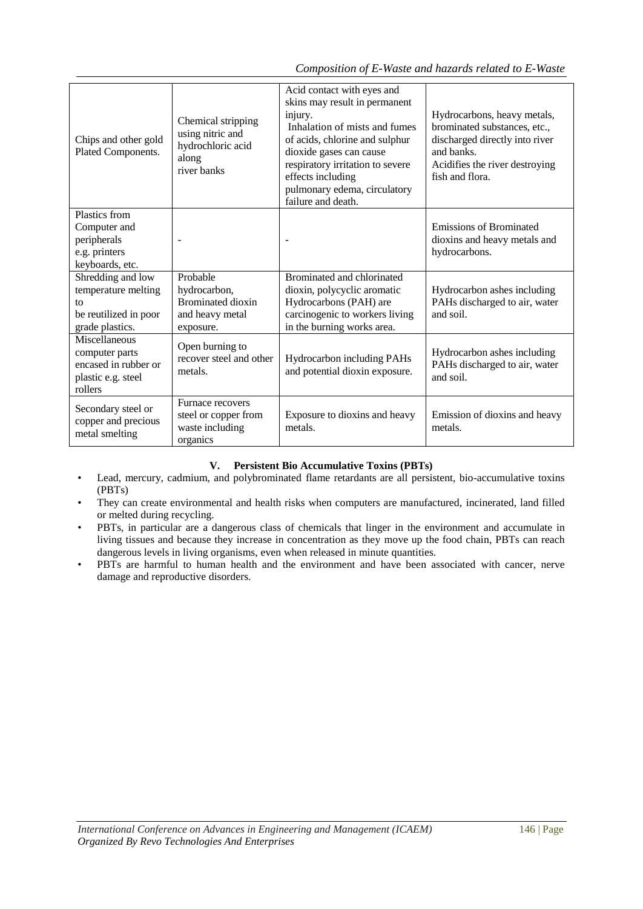| | | | |
|---|---|---|---|
| Chips and other gold Plated Components. | Chemical stripping using nitric and hydrochloric acid along river banks | Acid contact with eyes and skins may result in permanent injury. Inhalation of mists and fumes of acids, chlorine and sulphur dioxide gases can cause respiratory irritation to severe effects including pulmonary edema, circulatory failure and death. | Hydrocarbons, heavy metals, brominated substances, etc., discharged directly into river and banks. Acidifies the river destroying fish and flora. |
| Plastics from Computer and peripherals e.g. printers keyboards, etc. | - | - | Emissions of Brominated dioxins and heavy metals and hydrocarbons. |
| Shredding and low temperature melting to be reutilized in poor grade plastics. | Probable hydrocarbon, Brominated dioxin and heavy metal exposure. | Brominated and chlorinated dioxin, polycyclic aromatic Hydrocarbons (PAH) are carcinogenic to workers living in the burning works area. | Hydrocarbon ashes including PAHs discharged to air, water and soil. |
| Miscellaneous computer parts encased in rubber or plastic e.g. steel rollers | Open burning to recover steel and other metals. | Hydrocarbon including PAHs and potential dioxin exposure. | Hydrocarbon ashes including PAHs discharged to air, water and soil. |
| Secondary steel or copper and precious metal smelting | Furnace recovers steel or copper from waste including organics | Exposure to dioxins and heavy metals. | Emission of dioxins and heavy metals. |

## V. Persistent Bio Accumulative Toxins (PBTs)

- Lead, mercury, cadmium, and polybrominated flame retardants are all persistent, bio-accumulative toxins (PBTs)
- They can create environmental and health risks when computers are manufactured, incinerated, land filled or melted during recycling.
- PBTs, in particular are a dangerous class of chemicals that linger in the environment and accumulate in living tissues and because they increase in concentration as they move up the food chain, PBTs can reach dangerous levels in living organisms, even when released in minute quantities.
- PBTs are harmful to human health and the environment and have been associated with cancer, nerve damage and reproductive disorders.